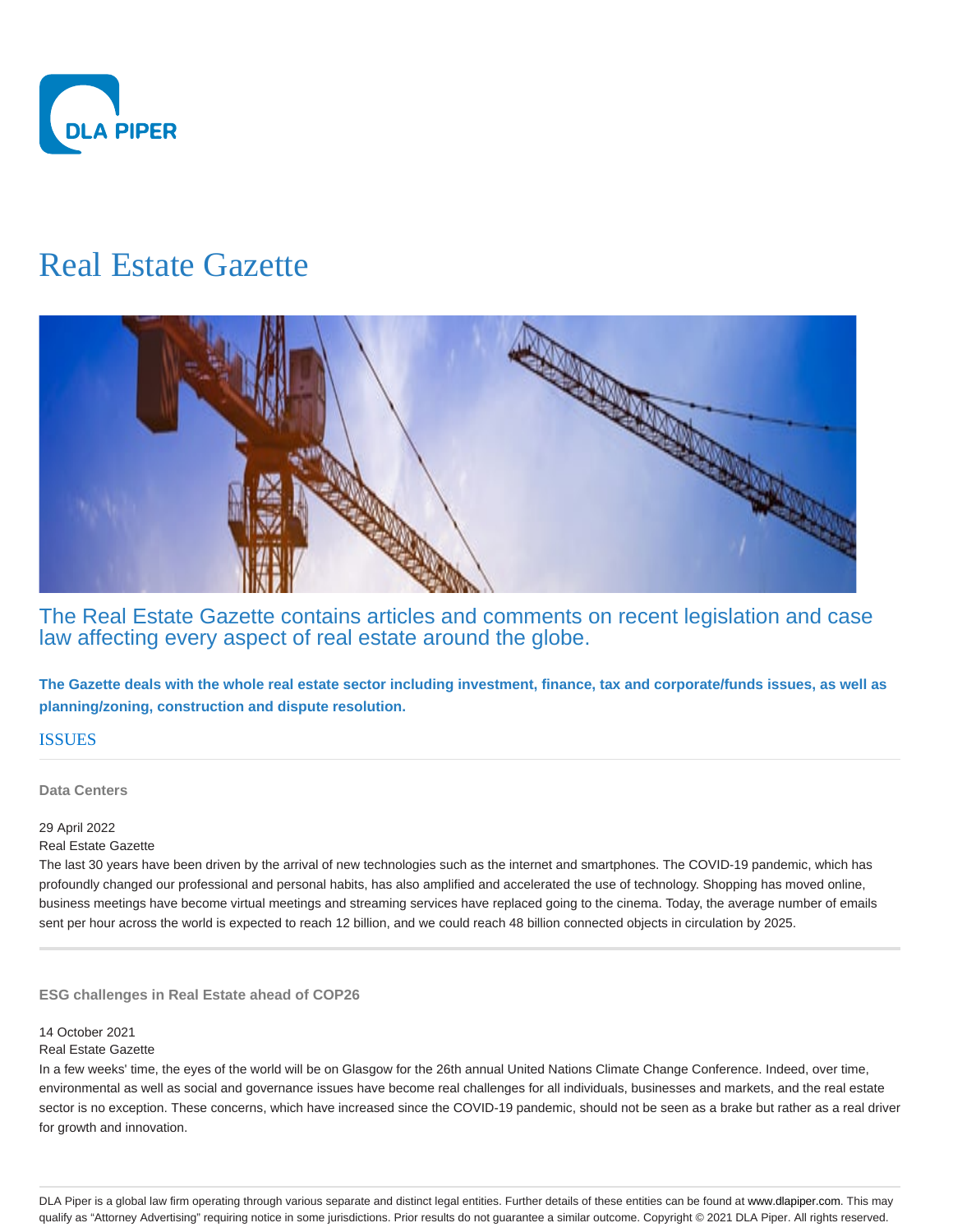# Real Estate Gazette

## The Real Estate Gazette contains articles and comments on recent legislation and case law affecting every aspect of real estate around the globe.

**The Gazette deals with the whole real estate sector including investment, finance, tax and corporate/funds issues, as well as planning/zoning, construction and dispute resolution.**

## ISSUES

### Data Centers

29 April 2022

Real Estate Gazette

The last 30 years have been driven by the arrival of new technologies such as the internet and smartphones. The COVID-19 pandemic, which has profoundly changed our professional and personal habits, has also amplified and accelerated the use of technology. Shopping has moved online, business meetings have become virtual meetings and streaming services have replaced going to the cinema. Today, the average number of emails sent per hour across the world is expected to reach 12 billion, and we could reach 48 billion connected objects in circulation by 2025.

### ESG challenges in Real Estate ahead of COP26

14 October 2021

Real Estate Gazette

In a few weeks' time, the eyes of the world will be on Glasgow for the 26th annual United Nations Climate Change Conference. Indeed, over time, environmental as well as social and governance issues have become real challenges for all individuals, businesses and markets, and the real estate sector is no exception. These concerns, which have increased since the COVID-19 pandemic, should not be seen as a brake but rather as a real driver for growth and innovation.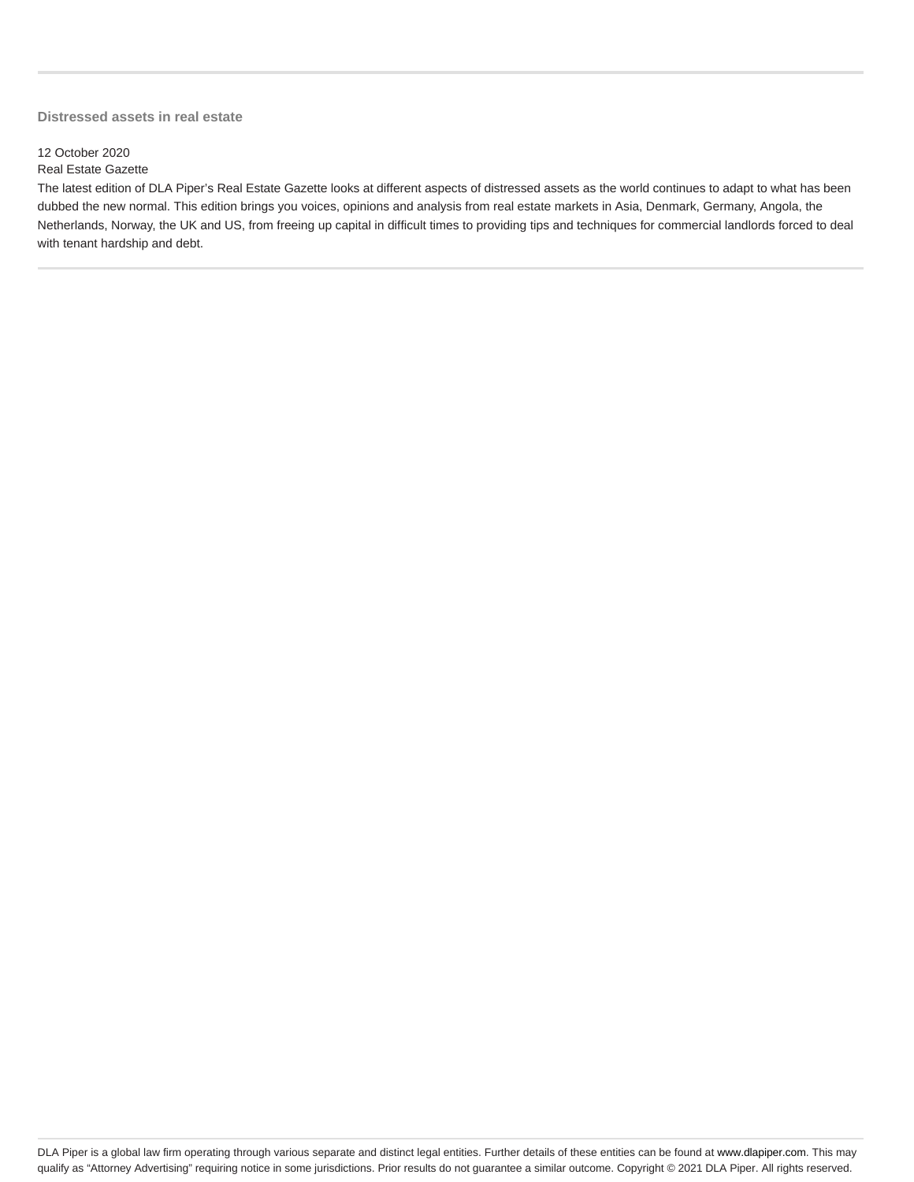**Distressed assets in real estate**

12 October 2020

Real Estate Gazette

The latest edition of DLA Piper's Real Estate Gazette looks at different aspects of distressed assets as the world continues to adapt to what has been dubbed the new normal. This edition brings you voices, opinions and analysis from real estate markets in Asia, Denmark, Germany, Angola, the Netherlands, Norway, the UK and US, from freeing up capital in difficult times to providing tips and techniques for commercial landlords forced to deal with tenant hardship and debt.

DLA Piper is a global law firm operating through various separate and distinct legal entities. Further details of these entities can be found at www.dlapiper.com. This may qualify as "Attorney Advertising" requiring notice in some jurisdictions. Prior results do not guarantee a similar outcome. Copyright © 2021 DLA Piper. All rights reserved.